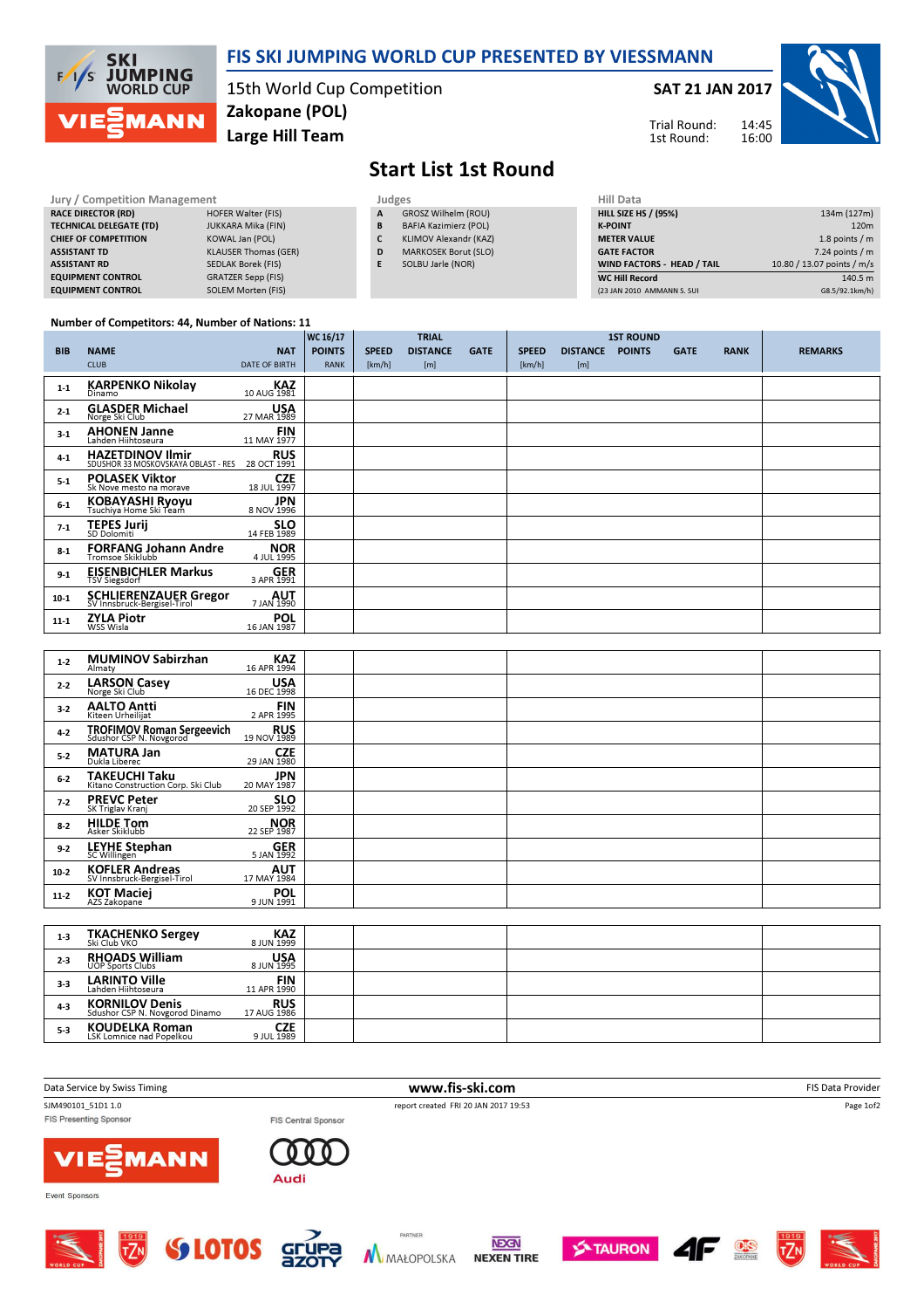# FIS SKI JUMPING WORLD CUP PRESENTED BY VIESSMANN

15th World Cup Competition
**Zakopane (POL)**
**Large Hill Team**

**SAT 21 JAN 2017**

Trial Round: 14:45
1st Round: 16:00

## Start List 1st Round

| Jury / Competition Management | |
|---|---|
| RACE DIRECTOR (RD) | HOFER Walter (FIS) |
| TECHNICAL DELEGATE (TD) | JUKKARA Mika (FIN) |
| CHIEF OF COMPETITION | KOWAL Jan (POL) |
| ASSISTANT TD | KLAUSER Thomas (GER) |
| ASSISTANT RD | SEDLAK Borek (FIS) |
| EQUIPMENT CONTROL | GRATZER Sepp (FIS) |
| EQUIPMENT CONTROL | SOLEM Morten (FIS) |

| Judges | |
|---|---|
| A | GROSZ Wilhelm (ROU) |
| B | BAFIA Kazimierz (POL) |
| C | KLIMOV Alexandr (KAZ) |
| D | MARKOSEK Borut (SLO) |
| E | SOLBU Jarle (NOR) |

| Hill Data | |
|---|---|
| HILL SIZE HS / (95%) | 134m (127m) |
| K-POINT | 120m |
| METER VALUE | 1.8 points / m |
| GATE FACTOR | 7.24 points / m |
| WIND FACTORS - HEAD / TAIL | 10.80 / 13.07 points / m/s |
| WC Hill Record | 140.5 m |
| (23 JAN 2010 AMMANN S. SUI | G8.5/92.1km/h) |

**Number of Competitors: 44, Number of Nations: 11**

| BIB | NAME / CLUB | NAT / DATE OF BIRTH | WC 16/17 POINTS RANK | TRIAL SPEED [km/h] | TRIAL DISTANCE [m] | TRIAL GATE | 1ST ROUND SPEED [km/h] | 1ST ROUND DISTANCE [m] | 1ST ROUND POINTS | 1ST ROUND GATE | RANK | REMARKS |
|---|---|---|---|---|---|---|---|---|---|---|---|---|
| 1-1 | KARPENKO Nikolay<br>Dinamo | KAZ<br>10 AUG 1981 | | | | | | | | | | |
| 2-1 | GLASDER Michael<br>Norge Ski Club | USA<br>27 MAR 1989 | | | | | | | | | | |
| 3-1 | AHONEN Janne<br>Lahden Hiihtoseura | FIN<br>11 MAY 1977 | | | | | | | | | | |
| 4-1 | HAZETDINOV Ilmir<br>SDUSHOR 33 MOSKOVSKAYA OBLAST - RES | RUS<br>28 OCT 1991 | | | | | | | | | | |
| 5-1 | POLASEK Viktor<br>Sk Nove mesto na morave | CZE<br>18 JUL 1997 | | | | | | | | | | |
| 6-1 | KOBAYASHI Ryoyu<br>Tsuchiya Home Ski Team | JPN<br>8 NOV 1996 | | | | | | | | | | |
| 7-1 | TEPES Jurij<br>SD Dolomiti | SLO<br>14 FEB 1989 | | | | | | | | | | |
| 8-1 | FORFANG Johann Andre<br>Tromsoe Skiklubb | NOR<br>4 JUL 1995 | | | | | | | | | | |
| 9-1 | EISENBICHLER Markus<br>TSV Siegsdorf | GER<br>3 APR 1991 | | | | | | | | | | |
| 10-1 | SCHLIERENZAUER Gregor<br>SV Innsbruck-Bergisel-Tirol | AUT<br>7 JAN 1990 | | | | | | | | | | |
| 11-1 | ZYLA Piotr<br>WSS Wisla | POL<br>16 JAN 1987 | | | | | | | | | | |
| 1-2 | MUMINOV Sabirzhan<br>Almaty | KAZ<br>16 APR 1994 | | | | | | | | | | |
| 2-2 | LARSON Casey<br>Norge Ski Club | USA<br>16 DEC 1998 | | | | | | | | | | |
| 3-2 | AALTO Antti<br>Kiteen Urheilijat | FIN<br>2 APR 1995 | | | | | | | | | | |
| 4-2 | TROFIMOV Roman Sergeevich<br>Sdushor CSP N. Novgorod | RUS<br>19 NOV 1989 | | | | | | | | | | |
| 5-2 | MATURA Jan<br>Dukla Liberec | CZE<br>29 JAN 1980 | | | | | | | | | | |
| 6-2 | TAKEUCHI Taku<br>Kitano Construction Corp. Ski Club | JPN<br>20 MAY 1987 | | | | | | | | | | |
| 7-2 | PREVC Peter<br>SK Triglav Kranj | SLO<br>20 SEP 1992 | | | | | | | | | | |
| 8-2 | HILDE Tom<br>Asker Skiklubb | NOR<br>22 SEP 1987 | | | | | | | | | | |
| 9-2 | LEYHE Stephan<br>SC Willingen | GER<br>5 JAN 1992 | | | | | | | | | | |
| 10-2 | KOFLER Andreas<br>SV Innsbruck-Bergisel-Tirol | AUT<br>17 MAY 1984 | | | | | | | | | | |
| 11-2 | KOT Maciej<br>AZS Zakopane | POL<br>9 JUN 1991 | | | | | | | | | | |
| 1-3 | TKACHENKO Sergey<br>Ski Club VKO | KAZ<br>8 JUN 1999 | | | | | | | | | | |
| 2-3 | RHOADS William<br>UOP Sports Clubs | USA<br>8 JUN 1995 | | | | | | | | | | |
| 3-3 | LARINTO Ville<br>Lahden Hiihtoseura | FIN<br>11 APR 1990 | | | | | | | | | | |
| 4-3 | KORNILOV Denis<br>Sdushor CSP N. Novgorod Dinamo | RUS<br>17 AUG 1986 | | | | | | | | | | |
| 5-3 | KOUDELKA Roman<br>LSK Lomnice nad Popelkou | CZE<br>9 JUL 1989 | | | | | | | | | | |

Data Service by Swiss Timing | www.fis-ski.com | FIS Data Provider

SJM490101_51D1 1.0 | report created FRI 20 JAN 2017 19:53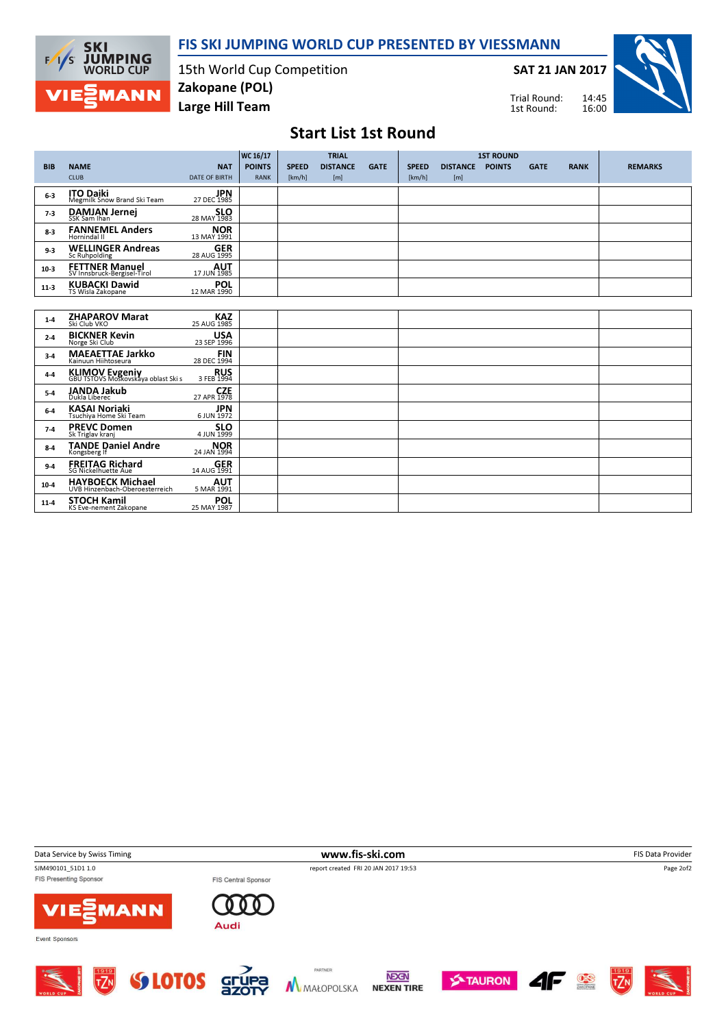# FIS SKI JUMPING WORLD CUP PRESENTED BY VIESSMANN

15th World Cup Competition
**Zakopane (POL)**
**Large Hill Team**

**SAT 21 JAN 2017**

Trial Round: 14:45
1st Round: 16:00

## Start List 1st Round

| BIB | NAME / CLUB | NAT / DATE OF BIRTH | WC 16/17 POINTS RANK | TRIAL SPEED [km/h] | TRIAL DISTANCE [m] | TRIAL GATE | 1ST ROUND SPEED [km/h] | 1ST ROUND DISTANCE [m] | 1ST ROUND POINTS | 1ST ROUND GATE | 1ST ROUND RANK | REMARKS |
|---|---|---|---|---|---|---|---|---|---|---|---|---|
| 6-3 | **ITO Daiki** Megmilk Snow Brand Ski Team | **JPN** 27 DEC 1985 | | | | | | | | | | |
| 7-3 | **DAMJAN Jernej** SSK Sam Ihan | **SLO** 28 MAY 1983 | | | | | | | | | | |
| 8-3 | **FANNEMEL Anders** Hornindal Il | **NOR** 13 MAY 1991 | | | | | | | | | | |
| 9-3 | **WELLINGER Andreas** Sc Ruhpolding | **GER** 28 AUG 1995 | | | | | | | | | | |
| 10-3 | **FETTNER Manuel** SV Innsbruck-Bergisel-Tirol | **AUT** 17 JUN 1985 | | | | | | | | | | |
| 11-3 | **KUBACKI Dawid** TS Wisla Zakopane | **POL** 12 MAR 1990 | | | | | | | | | | |
| 1-4 | **ZHAPAROV Marat** Ski Club VKO | **KAZ** 25 AUG 1985 | | | | | | | | | | |
| 2-4 | **BICKNER Kevin** Norge Ski Club | **USA** 23 SEP 1996 | | | | | | | | | | |
| 3-4 | **MAEAETTAE Jarkko** Kainuun Hiihtoseura | **FIN** 28 DEC 1994 | | | | | | | | | | |
| 4-4 | **KLIMOV Evgeniy** GBU TSTOVS Moskovskaya oblast Ski s | **RUS** 3 FEB 1994 | | | | | | | | | | |
| 5-4 | **JANDA Jakub** Dukla Liberec | **CZE** 27 APR 1978 | | | | | | | | | | |
| 6-4 | **KASAI Noriaki** Tsuchiya Home Ski Team | **JPN** 6 JUN 1972 | | | | | | | | | | |
| 7-4 | **PREVC Domen** Sk Triglav kranj | **SLO** 4 JUN 1999 | | | | | | | | | | |
| 8-4 | **TANDE Daniel Andre** Kongsberg If | **NOR** 24 JAN 1994 | | | | | | | | | | |
| 9-4 | **FREITAG Richard** SG Nickelhuette Aue | **GER** 14 AUG 1991 | | | | | | | | | | |
| 10-4 | **HAYBOECK Michael** UVB Hinzenbach-Oberoesterreich | **AUT** 5 MAR 1991 | | | | | | | | | | |
| 11-4 | **STOCH Kamil** KS Eve-nement Zakopane | **POL** 25 MAY 1987 | | | | | | | | | | |

Data Service by Swiss Timing — www.fis-ski.com — FIS Data Provider

SJM490101_51D1 1.0 — report created FRI 20 JAN 2017 19:53

FIS Presenting Sponsor: VIESSMANN — FIS Central Sponsor: Audi

Event Sponsors: LOTOS, Grupa Azoty, Małopolska, Nexen Tire, Tauron, 4F